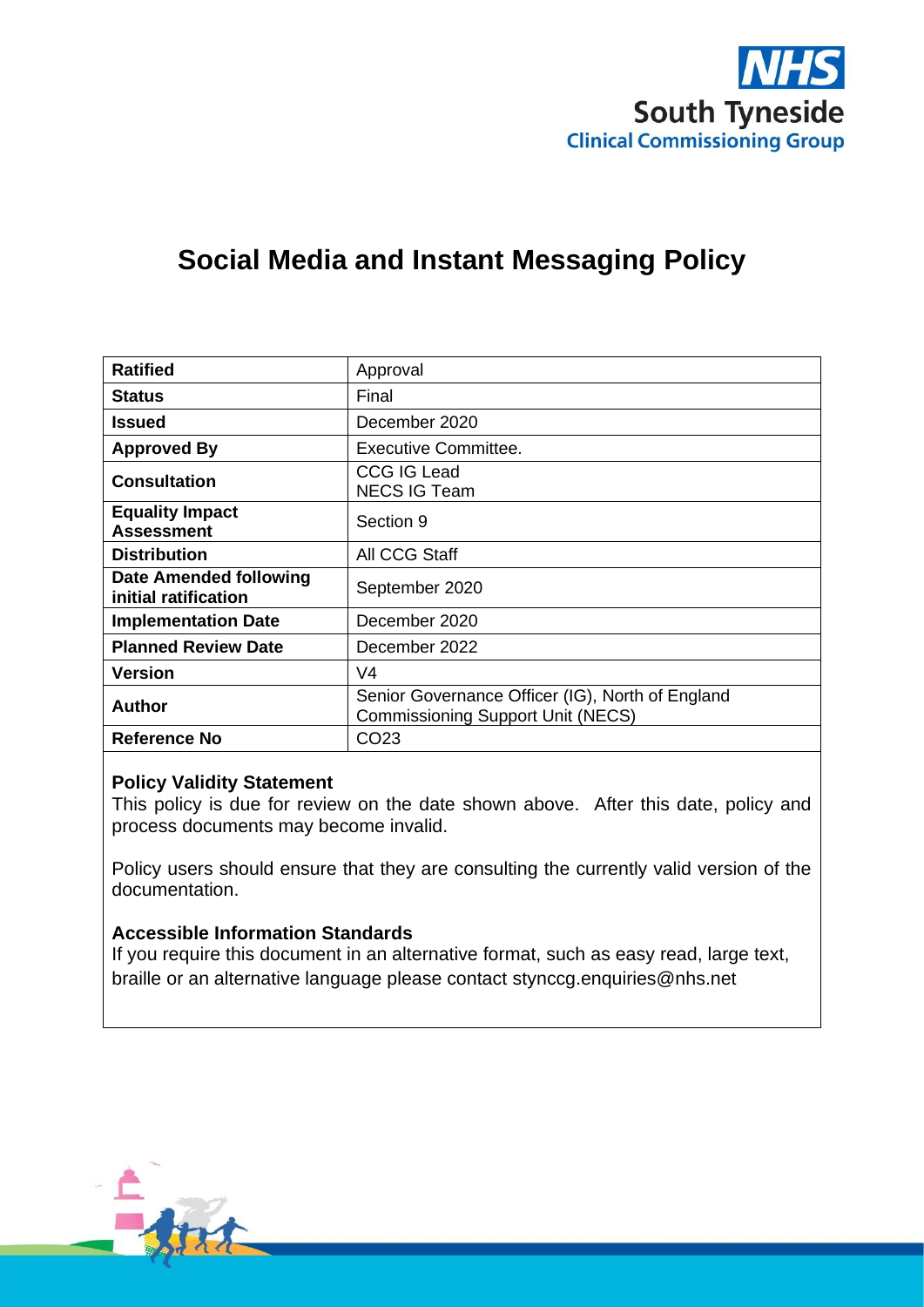NHS
South Tyneside
Clinical Commissioning Group

# Social Media and Instant Messaging Policy

| | |
|---|---|
| **Ratified** | Approval |
| **Status** | Final |
| **Issued** | December 2020 |
| **Approved By** | Executive Committee. |
| **Consultation** | CCG IG Lead<br>NECS IG Team |
| **Equality Impact Assessment** | Section 9 |
| **Distribution** | All CCG Staff |
| **Date Amended following initial ratification** | September 2020 |
| **Implementation Date** | December 2020 |
| **Planned Review Date** | December 2022 |
| **Version** | V4 |
| **Author** | Senior Governance Officer (IG), North of England Commissioning Support Unit (NECS) |
| **Reference No** | CO23 |

**Policy Validity Statement**
This policy is due for review on the date shown above. After this date, policy and process documents may become invalid.

Policy users should ensure that they are consulting the currently valid version of the documentation.

**Accessible Information Standards**
If you require this document in an alternative format, such as easy read, large text, braille or an alternative language please contact stynccg.enquiries@nhs.net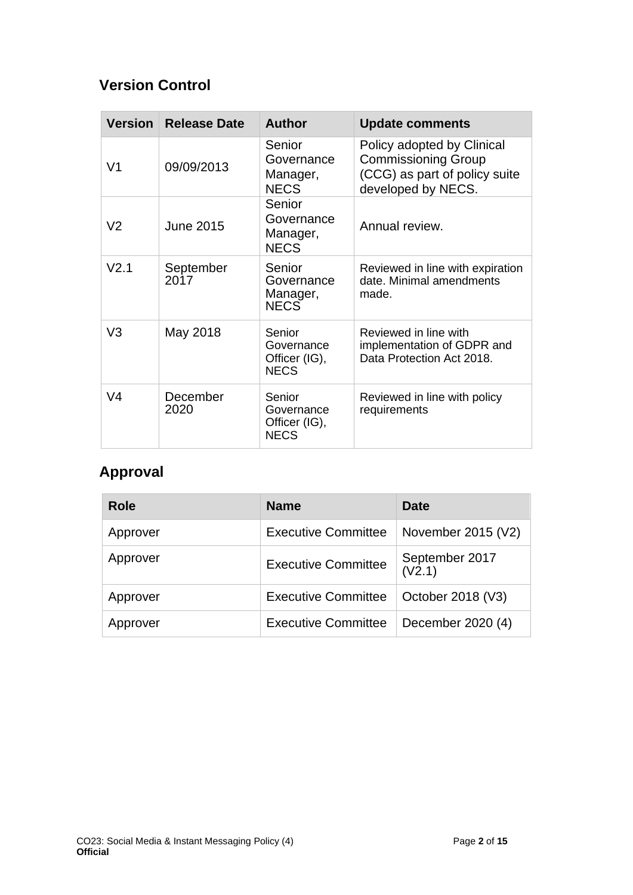## Version Control

| Version | Release Date | Author | Update comments |
|---|---|---|---|
| V1 | 09/09/2013 | Senior Governance Manager, NECS | Policy adopted by Clinical Commissioning Group (CCG) as part of policy suite developed by NECS. |
| V2 | June 2015 | Senior Governance Manager, NECS | Annual review. |
| V2.1 | September 2017 | Senior Governance Manager, NECS | Reviewed in line with expiration date. Minimal amendments made. |
| V3 | May 2018 | Senior Governance Officer (IG), NECS | Reviewed in line with implementation of GDPR and Data Protection Act 2018. |
| V4 | December 2020 | Senior Governance Officer (IG), NECS | Reviewed in line with policy requirements |

## Approval

| Role | Name | Date |
|---|---|---|
| Approver | Executive Committee | November 2015 (V2) |
| Approver | Executive Committee | September 2017 (V2.1) |
| Approver | Executive Committee | October 2018 (V3) |
| Approver | Executive Committee | December 2020 (4) |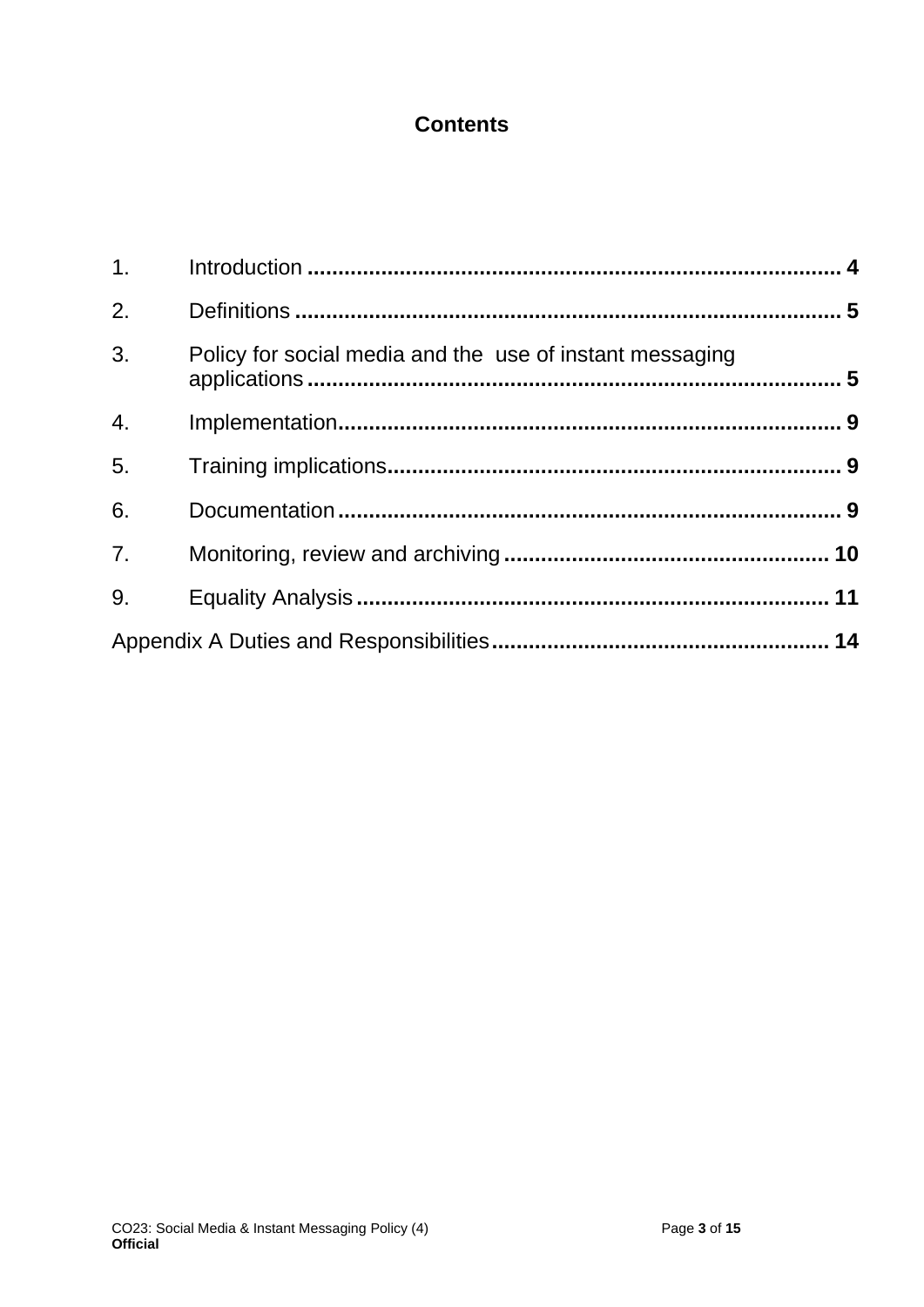# Contents

1. Introduction ........................................................................................ 4
2. Definitions .......................................................................................... 5
3. Policy for social media and the use of instant messaging applications ........................................................................................ 5
4. Implementation.................................................................................... 9
5. Training implications............................................................................ 9
6. Documentation .................................................................................... 9
7. Monitoring, review and archiving ....................................................... 10
9. Equality Analysis ............................................................................... 11

Appendix A Duties and Responsibilities........................................................ 14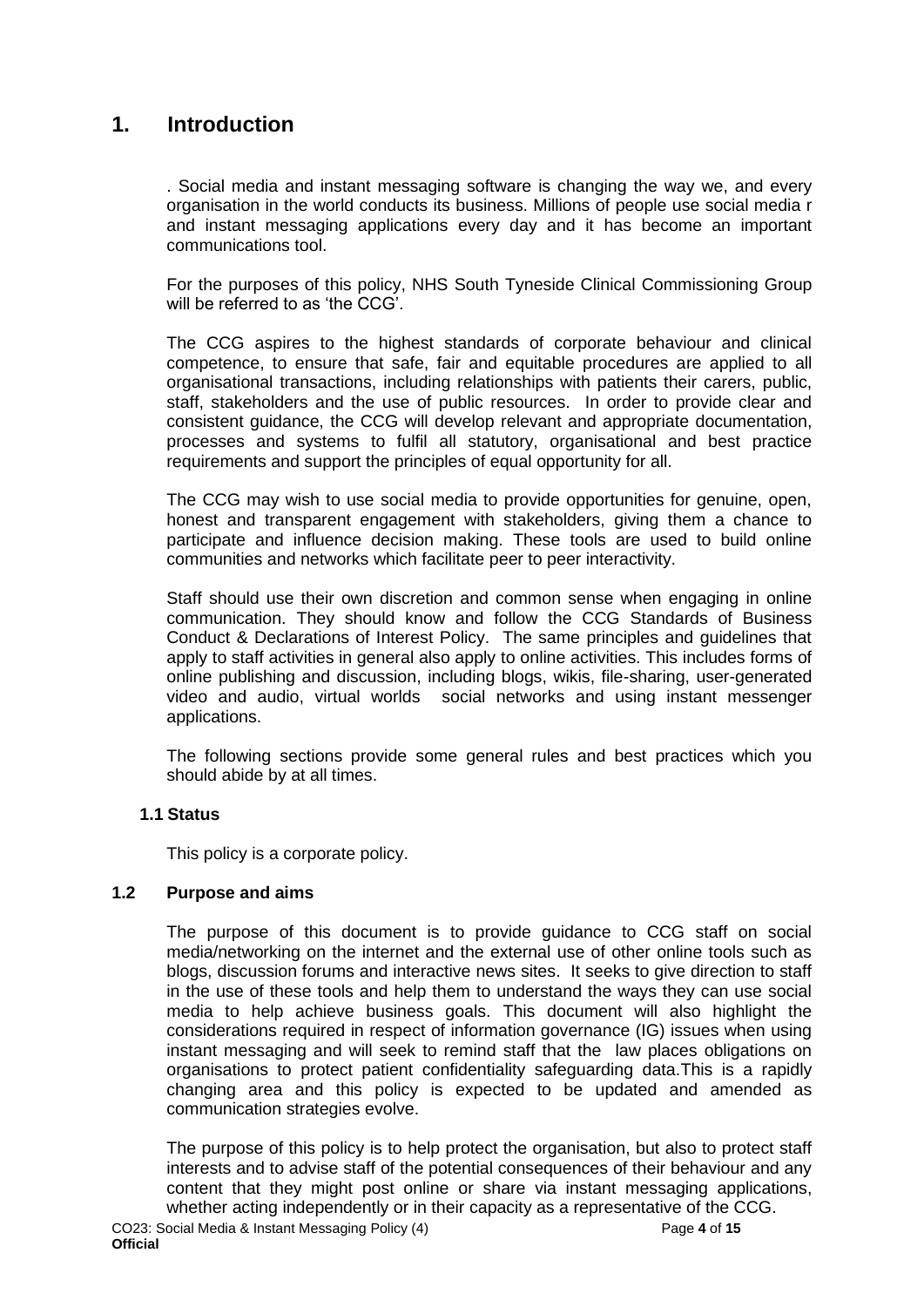# 1. Introduction

. Social media and instant messaging software is changing the way we, and every organisation in the world conducts its business. Millions of people use social media r and instant messaging applications every day and it has become an important communications tool.

For the purposes of this policy, NHS South Tyneside Clinical Commissioning Group will be referred to as 'the CCG'.

The CCG aspires to the highest standards of corporate behaviour and clinical competence, to ensure that safe, fair and equitable procedures are applied to all organisational transactions, including relationships with patients their carers, public, staff, stakeholders and the use of public resources. In order to provide clear and consistent guidance, the CCG will develop relevant and appropriate documentation, processes and systems to fulfil all statutory, organisational and best practice requirements and support the principles of equal opportunity for all.

The CCG may wish to use social media to provide opportunities for genuine, open, honest and transparent engagement with stakeholders, giving them a chance to participate and influence decision making. These tools are used to build online communities and networks which facilitate peer to peer interactivity.

Staff should use their own discretion and common sense when engaging in online communication. They should know and follow the CCG Standards of Business Conduct & Declarations of Interest Policy. The same principles and guidelines that apply to staff activities in general also apply to online activities. This includes forms of online publishing and discussion, including blogs, wikis, file-sharing, user-generated video and audio, virtual worlds social networks and using instant messenger applications.

The following sections provide some general rules and best practices which you should abide by at all times.

### 1.1 Status

This policy is a corporate policy.

### 1.2 Purpose and aims

The purpose of this document is to provide guidance to CCG staff on social media/networking on the internet and the external use of other online tools such as blogs, discussion forums and interactive news sites. It seeks to give direction to staff in the use of these tools and help them to understand the ways they can use social media to help achieve business goals. This document will also highlight the considerations required in respect of information governance (IG) issues when using instant messaging and will seek to remind staff that the law places obligations on organisations to protect patient confidentiality safeguarding data.This is a rapidly changing area and this policy is expected to be updated and amended as communication strategies evolve.

The purpose of this policy is to help protect the organisation, but also to protect staff interests and to advise staff of the potential consequences of their behaviour and any content that they might post online or share via instant messaging applications, whether acting independently or in their capacity as a representative of the CCG.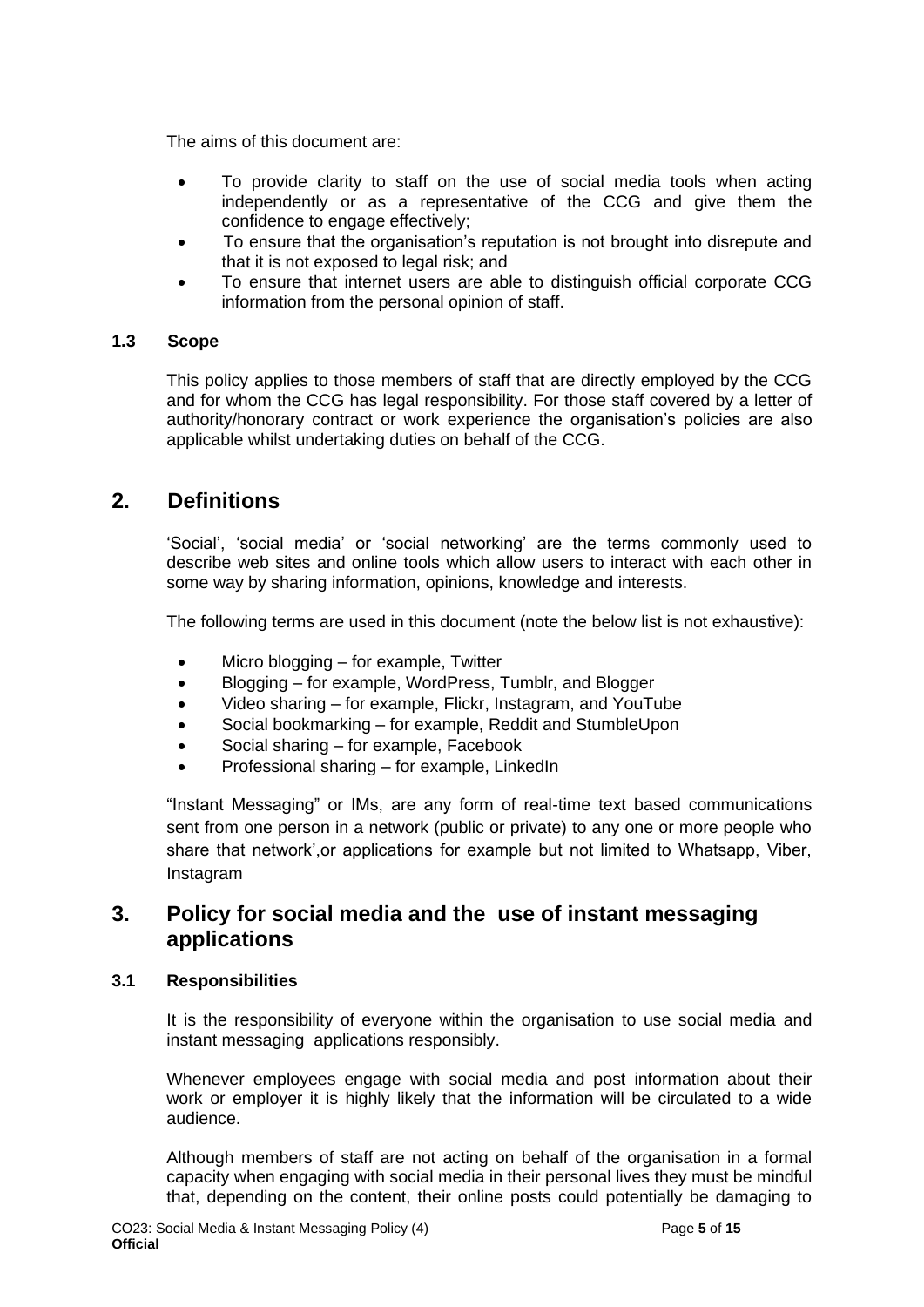The aims of this document are:

- To provide clarity to staff on the use of social media tools when acting independently or as a representative of the CCG and give them the confidence to engage effectively;
- To ensure that the organisation's reputation is not brought into disrepute and that it is not exposed to legal risk; and
- To ensure that internet users are able to distinguish official corporate CCG information from the personal opinion of staff.

### 1.3 Scope

This policy applies to those members of staff that are directly employed by the CCG and for whom the CCG has legal responsibility. For those staff covered by a letter of authority/honorary contract or work experience the organisation's policies are also applicable whilst undertaking duties on behalf of the CCG.

## 2. Definitions

'Social', 'social media' or 'social networking' are the terms commonly used to describe web sites and online tools which allow users to interact with each other in some way by sharing information, opinions, knowledge and interests.

The following terms are used in this document (note the below list is not exhaustive):

- Micro blogging – for example, Twitter
- Blogging – for example, WordPress, Tumblr, and Blogger
- Video sharing – for example, Flickr, Instagram, and YouTube
- Social bookmarking – for example, Reddit and StumbleUpon
- Social sharing – for example, Facebook
- Professional sharing – for example, LinkedIn

"Instant Messaging" or IMs, are any form of real-time text based communications sent from one person in a network (public or private) to any one or more people who share that network',or applications for example but not limited to Whatsapp, Viber, Instagram

## 3. Policy for social media and the use of instant messaging applications

### 3.1 Responsibilities

It is the responsibility of everyone within the organisation to use social media and instant messaging applications responsibly.

Whenever employees engage with social media and post information about their work or employer it is highly likely that the information will be circulated to a wide audience.

Although members of staff are not acting on behalf of the organisation in a formal capacity when engaging with social media in their personal lives they must be mindful that, depending on the content, their online posts could potentially be damaging to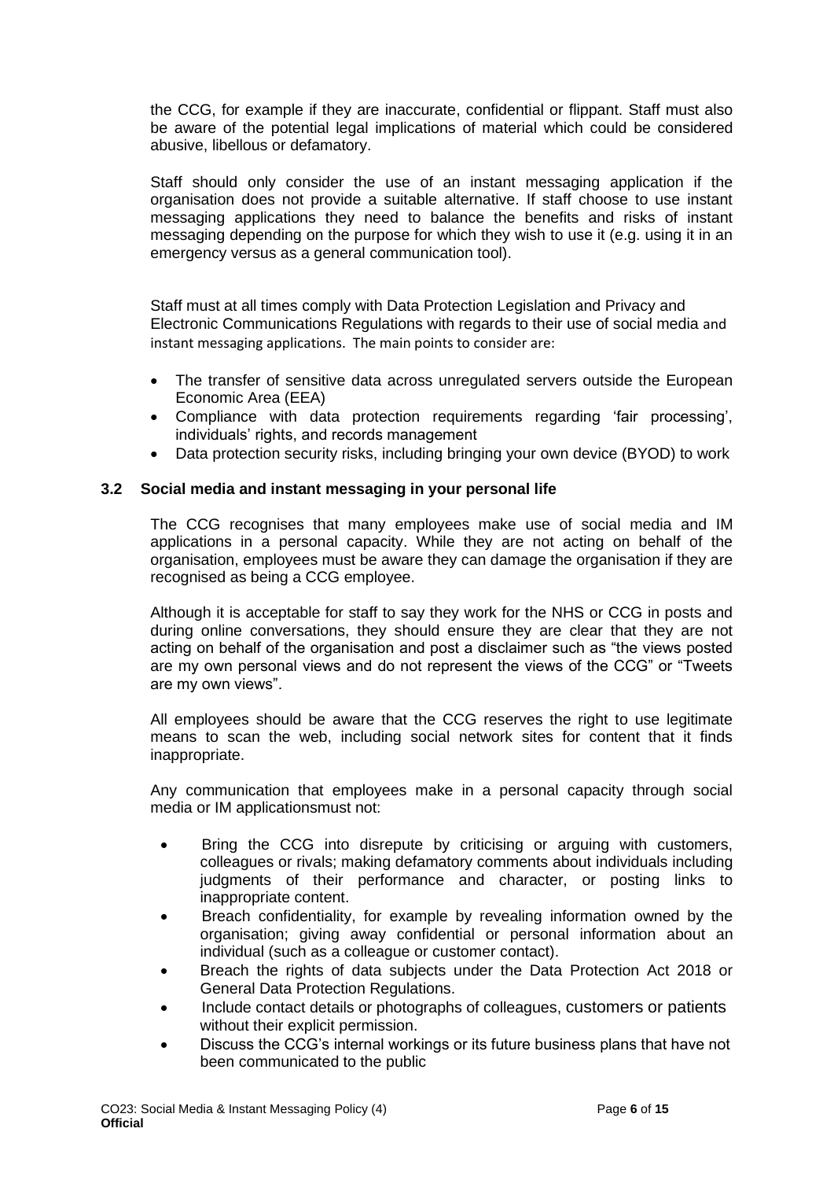the CCG, for example if they are inaccurate, confidential or flippant. Staff must also be aware of the potential legal implications of material which could be considered abusive, libellous or defamatory.

Staff should only consider the use of an instant messaging application if the organisation does not provide a suitable alternative. If staff choose to use instant messaging applications they need to balance the benefits and risks of instant messaging depending on the purpose for which they wish to use it (e.g. using it in an emergency versus as a general communication tool).

Staff must at all times comply with Data Protection Legislation and Privacy and Electronic Communications Regulations with regards to their use of social media and instant messaging applications. The main points to consider are:

- The transfer of sensitive data across unregulated servers outside the European Economic Area (EEA)
- Compliance with data protection requirements regarding 'fair processing', individuals' rights, and records management
- Data protection security risks, including bringing your own device (BYOD) to work

### 3.2 Social media and instant messaging in your personal life

The CCG recognises that many employees make use of social media and IM applications in a personal capacity. While they are not acting on behalf of the organisation, employees must be aware they can damage the organisation if they are recognised as being a CCG employee.

Although it is acceptable for staff to say they work for the NHS or CCG in posts and during online conversations, they should ensure they are clear that they are not acting on behalf of the organisation and post a disclaimer such as "the views posted are my own personal views and do not represent the views of the CCG" or "Tweets are my own views".

All employees should be aware that the CCG reserves the right to use legitimate means to scan the web, including social network sites for content that it finds inappropriate.

Any communication that employees make in a personal capacity through social media or IM applicationsmust not:

- Bring the CCG into disrepute by criticising or arguing with customers, colleagues or rivals; making defamatory comments about individuals including judgments of their performance and character, or posting links to inappropriate content.
- Breach confidentiality, for example by revealing information owned by the organisation; giving away confidential or personal information about an individual (such as a colleague or customer contact).
- Breach the rights of data subjects under the Data Protection Act 2018 or General Data Protection Regulations.
- Include contact details or photographs of colleagues, customers or patients without their explicit permission.
- Discuss the CCG's internal workings or its future business plans that have not been communicated to the public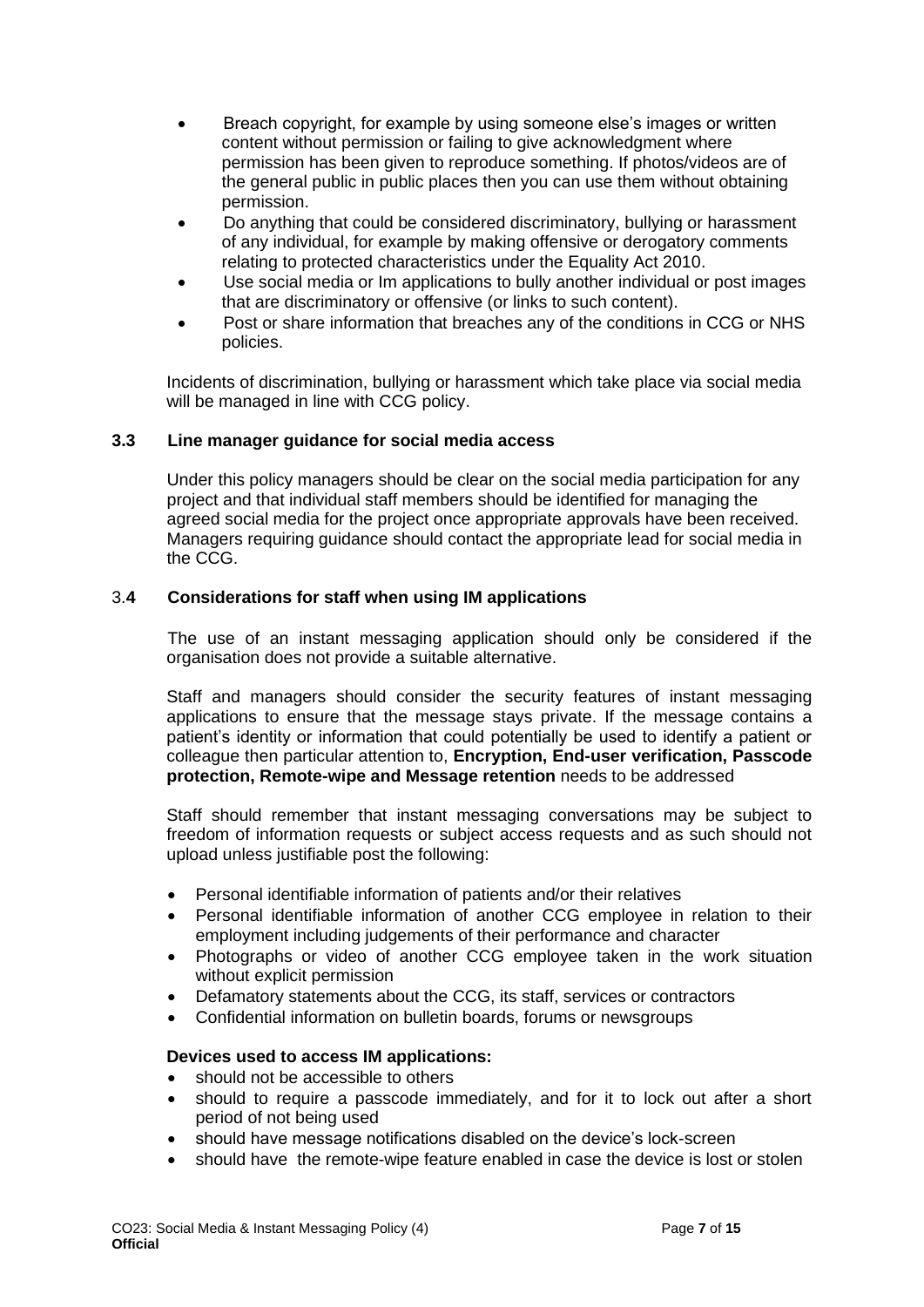- Breach copyright, for example by using someone else's images or written content without permission or failing to give acknowledgment where permission has been given to reproduce something. If photos/videos are of the general public in public places then you can use them without obtaining permission.
- Do anything that could be considered discriminatory, bullying or harassment of any individual, for example by making offensive or derogatory comments relating to protected characteristics under the Equality Act 2010.
- Use social media or Im applications to bully another individual or post images that are discriminatory or offensive (or links to such content).
- Post or share information that breaches any of the conditions in CCG or NHS policies.

Incidents of discrimination, bullying or harassment which take place via social media will be managed in line with CCG policy.

### 3.3 Line manager guidance for social media access

Under this policy managers should be clear on the social media participation for any project and that individual staff members should be identified for managing the agreed social media for the project once appropriate approvals have been received. Managers requiring guidance should contact the appropriate lead for social media in the CCG.

### 3.4 Considerations for staff when using IM applications

The use of an instant messaging application should only be considered if the organisation does not provide a suitable alternative.

Staff and managers should consider the security features of instant messaging applications to ensure that the message stays private. If the message contains a patient's identity or information that could potentially be used to identify a patient or colleague then particular attention to, **Encryption, End-user verification, Passcode protection, Remote-wipe and Message retention** needs to be addressed

Staff should remember that instant messaging conversations may be subject to freedom of information requests or subject access requests and as such should not upload unless justifiable post the following:

- Personal identifiable information of patients and/or their relatives
- Personal identifiable information of another CCG employee in relation to their employment including judgements of their performance and character
- Photographs or video of another CCG employee taken in the work situation without explicit permission
- Defamatory statements about the CCG, its staff, services or contractors
- Confidential information on bulletin boards, forums or newsgroups

**Devices used to access IM applications:**

- should not be accessible to others
- should to require a passcode immediately, and for it to lock out after a short period of not being used
- should have message notifications disabled on the device's lock-screen
- should have the remote-wipe feature enabled in case the device is lost or stolen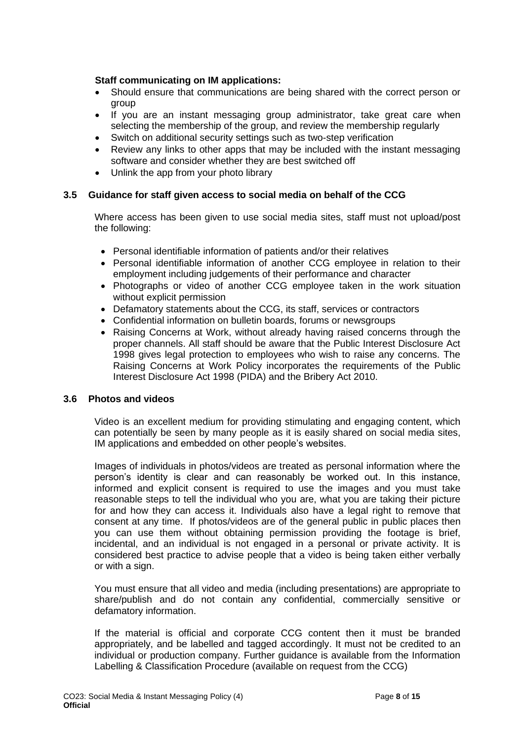**Staff communicating on IM applications:**

- Should ensure that communications are being shared with the correct person or group
- If you are an instant messaging group administrator, take great care when selecting the membership of the group, and review the membership regularly
- Switch on additional security settings such as two-step verification
- Review any links to other apps that may be included with the instant messaging software and consider whether they are best switched off
- Unlink the app from your photo library

### 3.5 Guidance for staff given access to social media on behalf of the CCG

Where access has been given to use social media sites, staff must not upload/post the following:

- Personal identifiable information of patients and/or their relatives
- Personal identifiable information of another CCG employee in relation to their employment including judgements of their performance and character
- Photographs or video of another CCG employee taken in the work situation without explicit permission
- Defamatory statements about the CCG, its staff, services or contractors
- Confidential information on bulletin boards, forums or newsgroups
- Raising Concerns at Work, without already having raised concerns through the proper channels. All staff should be aware that the Public Interest Disclosure Act 1998 gives legal protection to employees who wish to raise any concerns. The Raising Concerns at Work Policy incorporates the requirements of the Public Interest Disclosure Act 1998 (PIDA) and the Bribery Act 2010.

### 3.6 Photos and videos

Video is an excellent medium for providing stimulating and engaging content, which can potentially be seen by many people as it is easily shared on social media sites, IM applications and embedded on other people's websites.

Images of individuals in photos/videos are treated as personal information where the person's identity is clear and can reasonably be worked out. In this instance, informed and explicit consent is required to use the images and you must take reasonable steps to tell the individual who you are, what you are taking their picture for and how they can access it. Individuals also have a legal right to remove that consent at any time. If photos/videos are of the general public in public places then you can use them without obtaining permission providing the footage is brief, incidental, and an individual is not engaged in a personal or private activity. It is considered best practice to advise people that a video is being taken either verbally or with a sign.

You must ensure that all video and media (including presentations) are appropriate to share/publish and do not contain any confidential, commercially sensitive or defamatory information.

If the material is official and corporate CCG content then it must be branded appropriately, and be labelled and tagged accordingly. It must not be credited to an individual or production company. Further guidance is available from the Information Labelling & Classification Procedure (available on request from the CCG)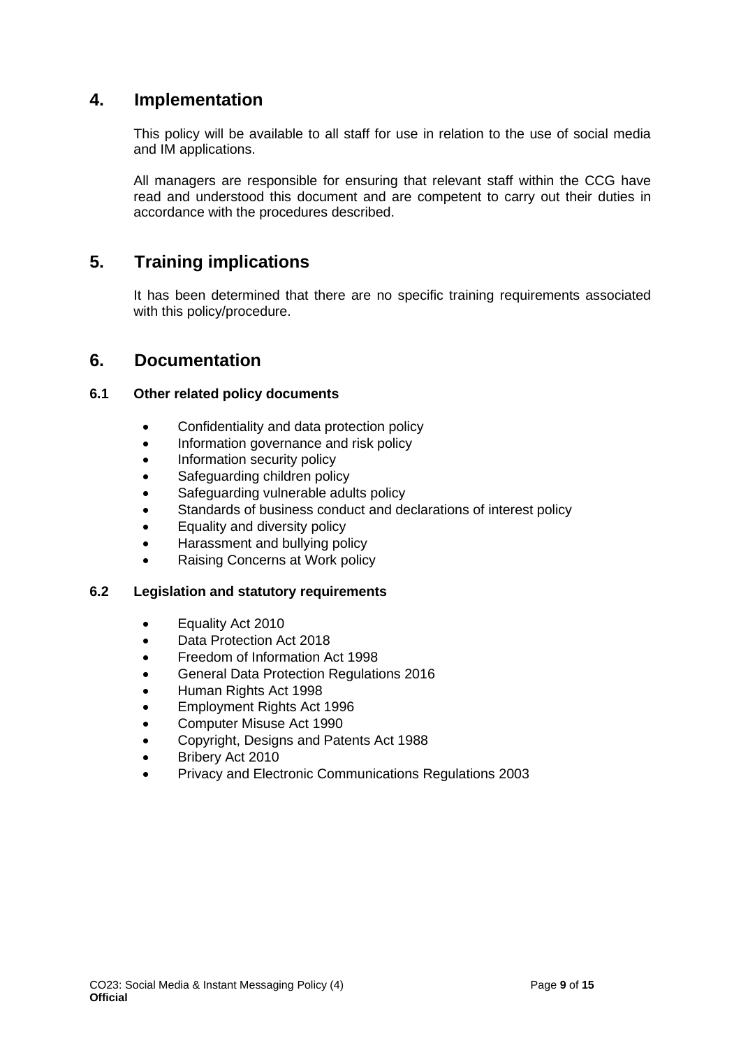## 4. Implementation

This policy will be available to all staff for use in relation to the use of social media and IM applications.

All managers are responsible for ensuring that relevant staff within the CCG have read and understood this document and are competent to carry out their duties in accordance with the procedures described.

## 5. Training implications

It has been determined that there are no specific training requirements associated with this policy/procedure.

## 6. Documentation

### 6.1 Other related policy documents

- Confidentiality and data protection policy
- Information governance and risk policy
- Information security policy
- Safeguarding children policy
- Safeguarding vulnerable adults policy
- Standards of business conduct and declarations of interest policy
- Equality and diversity policy
- Harassment and bullying policy
- Raising Concerns at Work policy

### 6.2 Legislation and statutory requirements

- Equality Act 2010
- Data Protection Act 2018
- Freedom of Information Act 1998
- General Data Protection Regulations 2016
- Human Rights Act 1998
- Employment Rights Act 1996
- Computer Misuse Act 1990
- Copyright, Designs and Patents Act 1988
- Bribery Act 2010
- Privacy and Electronic Communications Regulations 2003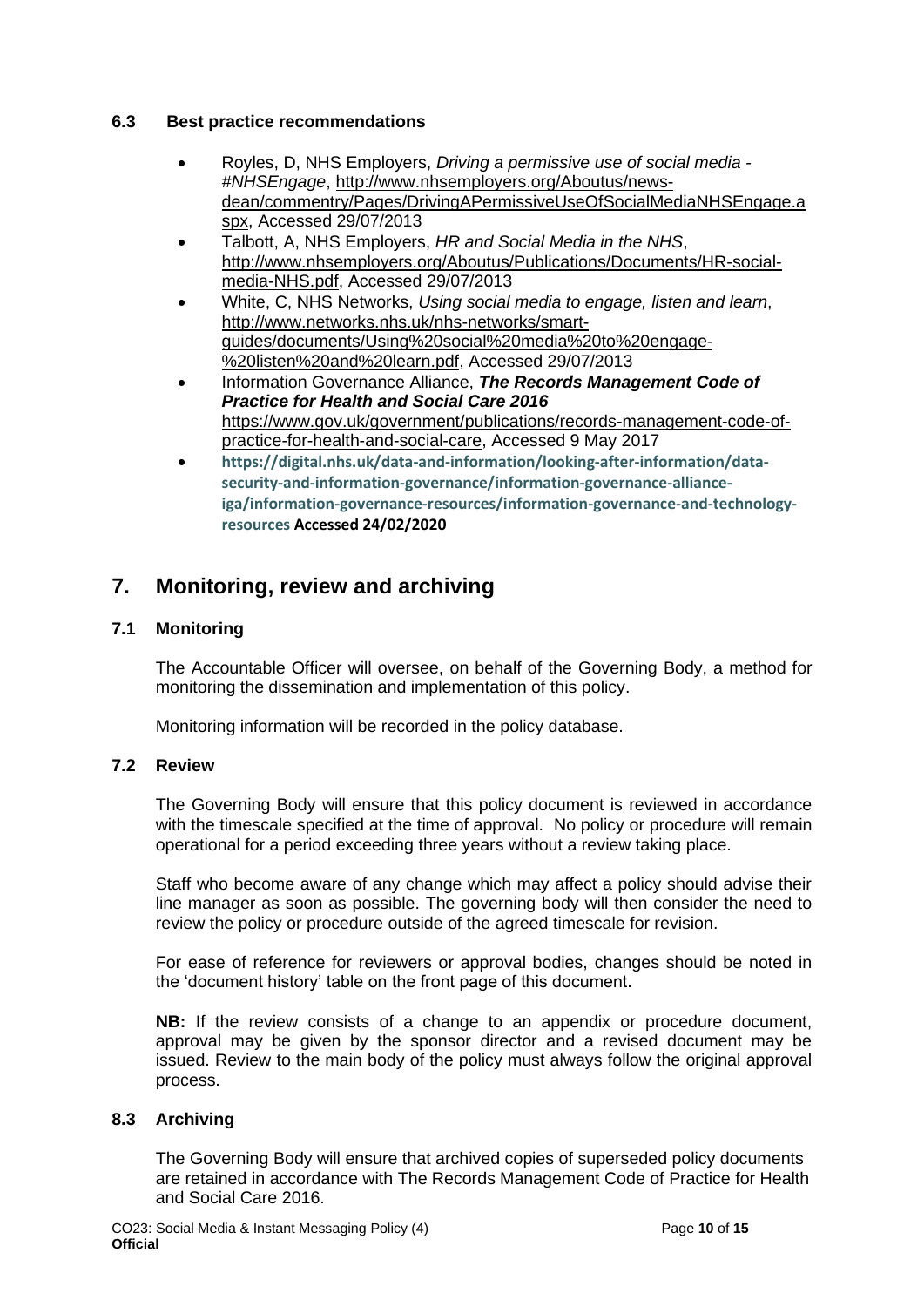### 6.3 Best practice recommendations

- Royles, D, NHS Employers, *Driving a permissive use of social media - #NHSEngage*, http://www.nhsemployers.org/Aboutus/news-dean/commentry/Pages/DrivingAPermissiveUseOfSocialMediaNHSEngage.aspx, Accessed 29/07/2013
- Talbott, A, NHS Employers, *HR and Social Media in the NHS*, http://www.nhsemployers.org/Aboutus/Publications/Documents/HR-social-media-NHS.pdf, Accessed 29/07/2013
- White, C, NHS Networks, *Using social media to engage, listen and learn*, http://www.networks.nhs.uk/nhs-networks/smart-guides/documents/Using%20social%20media%20to%20engage-%20listen%20and%20learn.pdf, Accessed 29/07/2013
- Information Governance Alliance, ***The Records Management Code of Practice for Health and Social Care 2016*** https://www.gov.uk/government/publications/records-management-code-of-practice-for-health-and-social-care, Accessed 9 May 2017
- **https://digital.nhs.uk/data-and-information/looking-after-information/data-security-and-information-governance/information-governance-alliance-iga/information-governance-resources/information-governance-and-technology-resources Accessed 24/02/2020**

## 7. Monitoring, review and archiving

### 7.1 Monitoring

The Accountable Officer will oversee, on behalf of the Governing Body, a method for monitoring the dissemination and implementation of this policy.

Monitoring information will be recorded in the policy database.

### 7.2 Review

The Governing Body will ensure that this policy document is reviewed in accordance with the timescale specified at the time of approval. No policy or procedure will remain operational for a period exceeding three years without a review taking place.

Staff who become aware of any change which may affect a policy should advise their line manager as soon as possible. The governing body will then consider the need to review the policy or procedure outside of the agreed timescale for revision.

For ease of reference for reviewers or approval bodies, changes should be noted in the 'document history' table on the front page of this document.

**NB:** If the review consists of a change to an appendix or procedure document, approval may be given by the sponsor director and a revised document may be issued. Review to the main body of the policy must always follow the original approval process.

### 8.3 Archiving

The Governing Body will ensure that archived copies of superseded policy documents are retained in accordance with The Records Management Code of Practice for Health and Social Care 2016.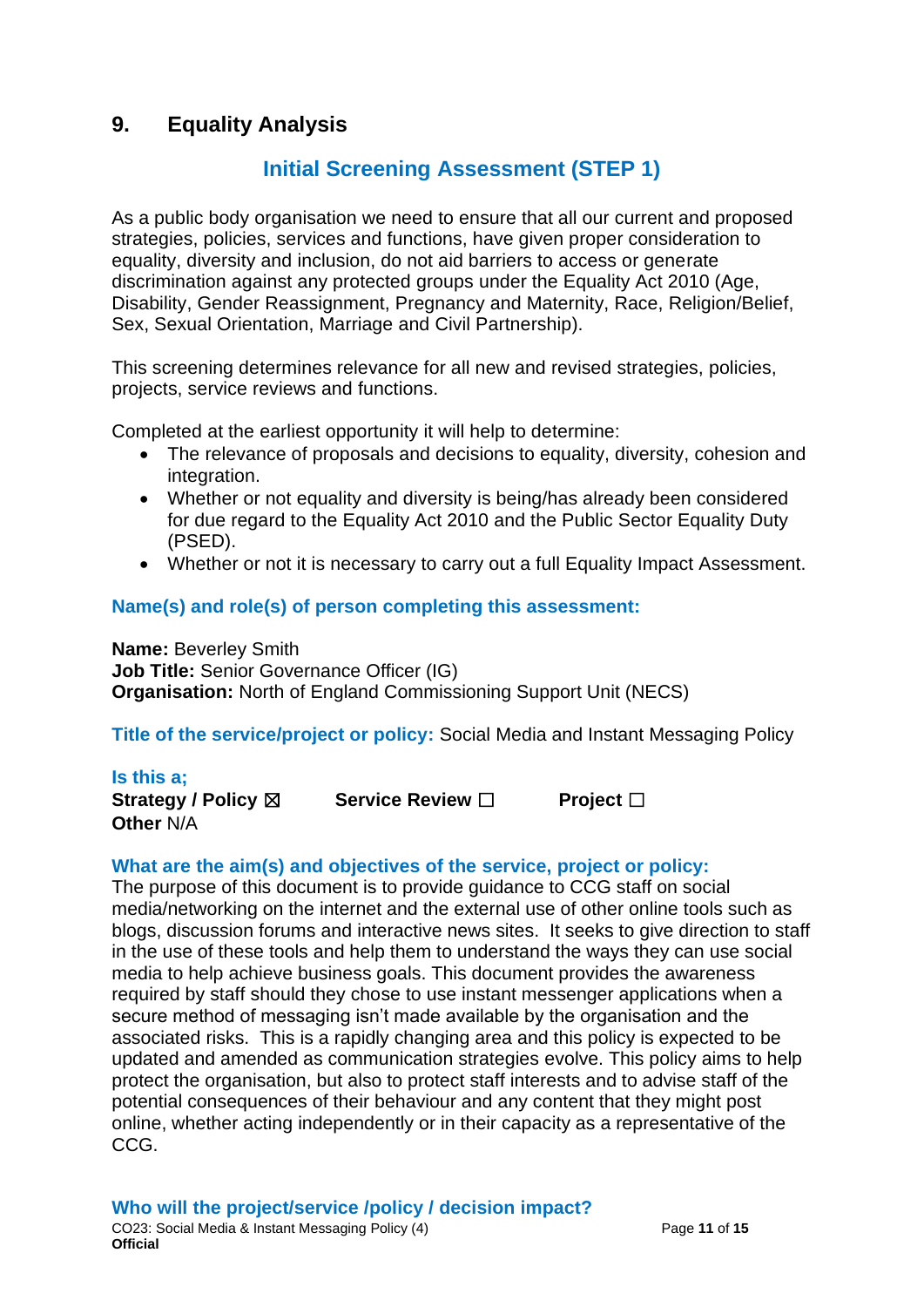## 9. Equality Analysis

### Initial Screening Assessment (STEP 1)

As a public body organisation we need to ensure that all our current and proposed strategies, policies, services and functions, have given proper consideration to equality, diversity and inclusion, do not aid barriers to access or generate discrimination against any protected groups under the Equality Act 2010 (Age, Disability, Gender Reassignment, Pregnancy and Maternity, Race, Religion/Belief, Sex, Sexual Orientation, Marriage and Civil Partnership).

This screening determines relevance for all new and revised strategies, policies, projects, service reviews and functions.

Completed at the earliest opportunity it will help to determine:

- The relevance of proposals and decisions to equality, diversity, cohesion and integration.
- Whether or not equality and diversity is being/has already been considered for due regard to the Equality Act 2010 and the Public Sector Equality Duty (PSED).
- Whether or not it is necessary to carry out a full Equality Impact Assessment.

**Name(s) and role(s) of person completing this assessment:**

**Name:** Beverley Smith
**Job Title:** Senior Governance Officer (IG)
**Organisation:** North of England Commissioning Support Unit (NECS)

**Title of the service/project or policy:** Social Media and Instant Messaging Policy

**Is this a;**
**Strategy / Policy** ☒ **Service Review** ☐ **Project** ☐
**Other** N/A

**What are the aim(s) and objectives of the service, project or policy:**
The purpose of this document is to provide guidance to CCG staff on social media/networking on the internet and the external use of other online tools such as blogs, discussion forums and interactive news sites. It seeks to give direction to staff in the use of these tools and help them to understand the ways they can use social media to help achieve business goals. This document provides the awareness required by staff should they chose to use instant messenger applications when a secure method of messaging isn't made available by the organisation and the associated risks. This is a rapidly changing area and this policy is expected to be updated and amended as communication strategies evolve. This policy aims to help protect the organisation, but also to protect staff interests and to advise staff of the potential consequences of their behaviour and any content that they might post online, whether acting independently or in their capacity as a representative of the CCG.

**Who will the project/service /policy / decision impact?**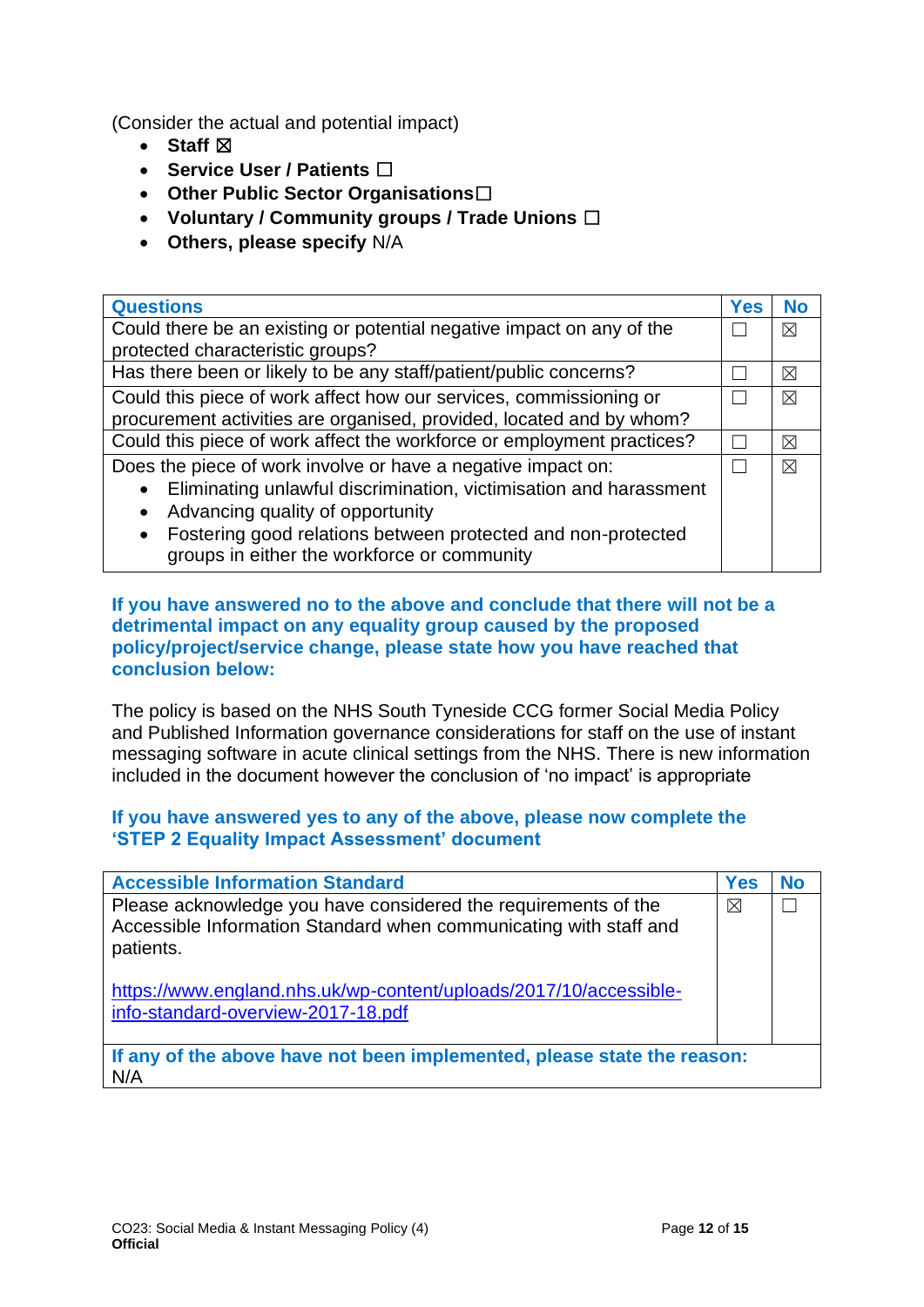(Consider the actual and potential impact)

- **Staff** ☒
- **Service User / Patients** ☐
- **Other Public Sector Organisations**☐
- **Voluntary / Community groups / Trade Unions** ☐
- **Others, please specify** N/A

| Questions | Yes | No |
|---|---|---|
| Could there be an existing or potential negative impact on any of the protected characteristic groups? | ☐ | ☒ |
| Has there been or likely to be any staff/patient/public concerns? | ☐ | ☒ |
| Could this piece of work affect how our services, commissioning or procurement activities are organised, provided, located and by whom? | ☐ | ☒ |
| Could this piece of work affect the workforce or employment practices? | ☐ | ☒ |
| Does the piece of work involve or have a negative impact on: <br>• Eliminating unlawful discrimination, victimisation and harassment <br>• Advancing quality of opportunity <br>• Fostering good relations between protected and non-protected groups in either the workforce or community | ☐ | ☒ |

**If you have answered no to the above and conclude that there will not be a detrimental impact on any equality group caused by the proposed policy/project/service change, please state how you have reached that conclusion below:**

The policy is based on the NHS South Tyneside CCG former Social Media Policy and Published Information governance considerations for staff on the use of instant messaging software in acute clinical settings from the NHS. There is new information included in the document however the conclusion of 'no impact' is appropriate

**If you have answered yes to any of the above, please now complete the 'STEP 2 Equality Impact Assessment' document**

| Accessible Information Standard | Yes | No |
|---|---|---|
| Please acknowledge you have considered the requirements of the Accessible Information Standard when communicating with staff and patients. <br><br> https://www.england.nhs.uk/wp-content/uploads/2017/10/accessible-info-standard-overview-2017-18.pdf | ☒ | ☐ |
| **If any of the above have not been implemented, please state the reason:** <br>N/A | | |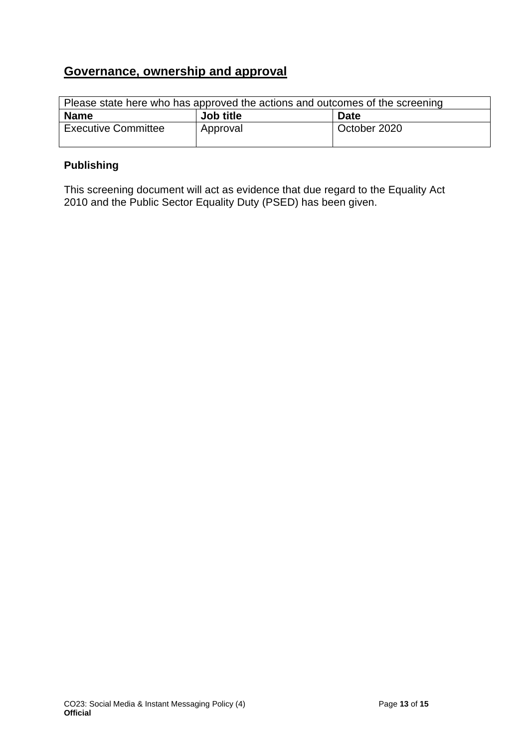## Governance, ownership and approval

| Please state here who has approved the actions and outcomes of the screening | | |
| --- | --- | --- |
| **Name** | **Job title** | **Date** |
| Executive Committee | Approval | October 2020 |

### Publishing

This screening document will act as evidence that due regard to the Equality Act 2010 and the Public Sector Equality Duty (PSED) has been given.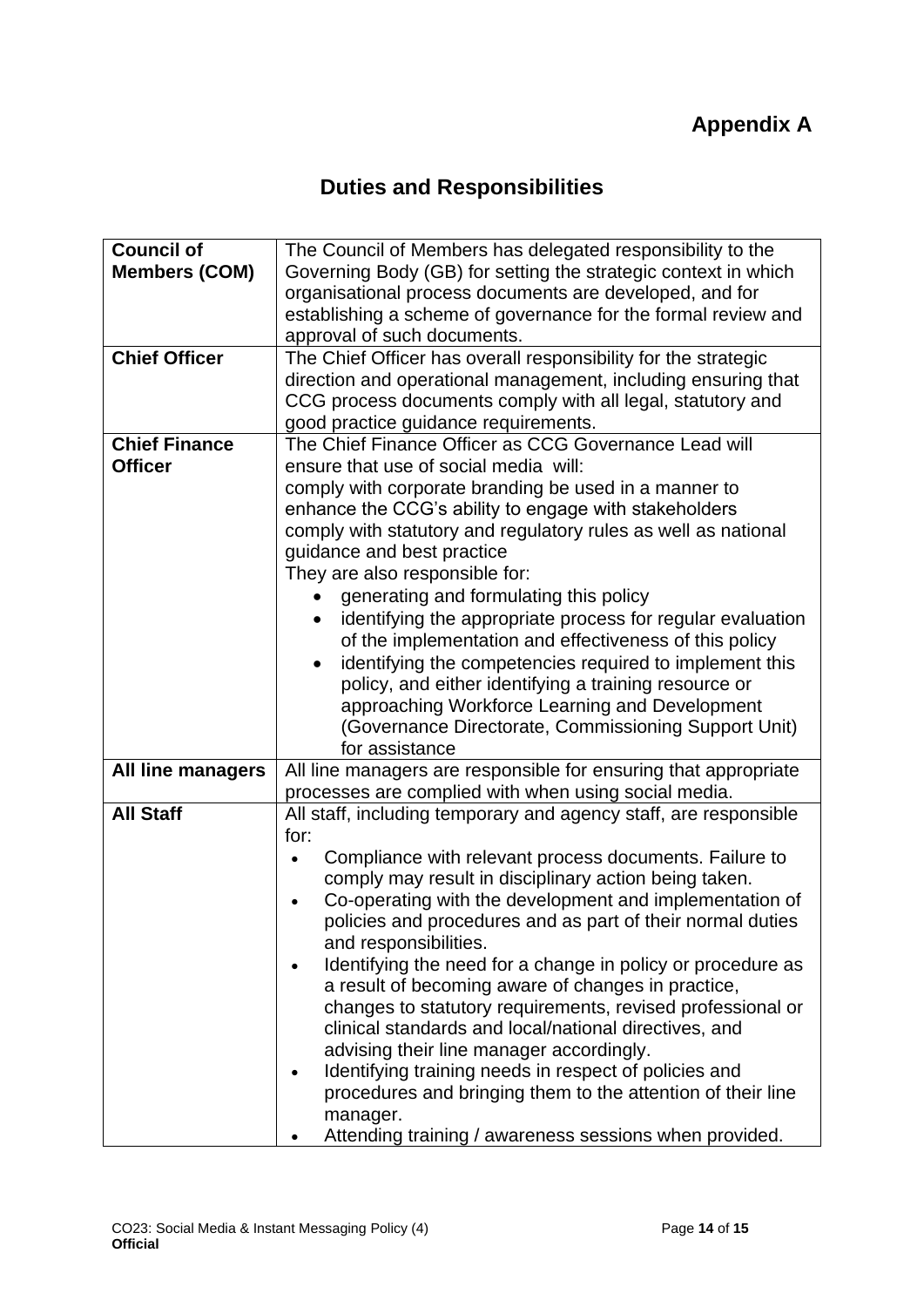**Appendix A**

## Duties and Responsibilities

| | |
|---|---|
| **Council of Members (COM)** | The Council of Members has delegated responsibility to the Governing Body (GB) for setting the strategic context in which organisational process documents are developed, and for establishing a scheme of governance for the formal review and approval of such documents. |
| **Chief Officer** | The Chief Officer has overall responsibility for the strategic direction and operational management, including ensuring that CCG process documents comply with all legal, statutory and good practice guidance requirements. |
| **Chief Finance Officer** | The Chief Finance Officer as CCG Governance Lead will ensure that use of social media will:<br>comply with corporate branding be used in a manner to enhance the CCG's ability to engage with stakeholders<br>comply with statutory and regulatory rules as well as national guidance and best practice<br>They are also responsible for:<br>• generating and formulating this policy<br>• identifying the appropriate process for regular evaluation of the implementation and effectiveness of this policy<br>• identifying the competencies required to implement this policy, and either identifying a training resource or approaching Workforce Learning and Development (Governance Directorate, Commissioning Support Unit) for assistance |
| **All line managers** | All line managers are responsible for ensuring that appropriate processes are complied with when using social media. |
| **All Staff** | All staff, including temporary and agency staff, are responsible for:<br>• Compliance with relevant process documents. Failure to comply may result in disciplinary action being taken.<br>• Co-operating with the development and implementation of policies and procedures and as part of their normal duties and responsibilities.<br>• Identifying the need for a change in policy or procedure as a result of becoming aware of changes in practice, changes to statutory requirements, revised professional or clinical standards and local/national directives, and advising their line manager accordingly.<br>• Identifying training needs in respect of policies and procedures and bringing them to the attention of their line manager.<br>• Attending training / awareness sessions when provided. |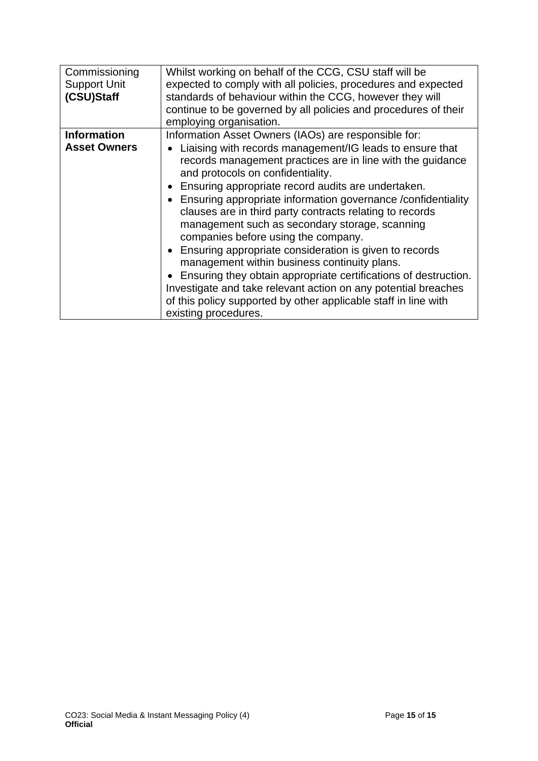| | |
|---|---|
| Commissioning Support Unit **(CSU)Staff** | Whilst working on behalf of the CCG, CSU staff will be expected to comply with all policies, procedures and expected standards of behaviour within the CCG, however they will continue to be governed by all policies and procedures of their employing organisation. |
| **Information Asset Owners** | Information Asset Owners (IAOs) are responsible for:<br>• Liaising with records management/IG leads to ensure that records management practices are in line with the guidance and protocols on confidentiality.<br>• Ensuring appropriate record audits are undertaken.<br>• Ensuring appropriate information governance /confidentiality clauses are in third party contracts relating to records management such as secondary storage, scanning companies before using the company.<br>• Ensuring appropriate consideration is given to records management within business continuity plans.<br>• Ensuring they obtain appropriate certifications of destruction.<br>Investigate and take relevant action on any potential breaches of this policy supported by other applicable staff in line with existing procedures. |